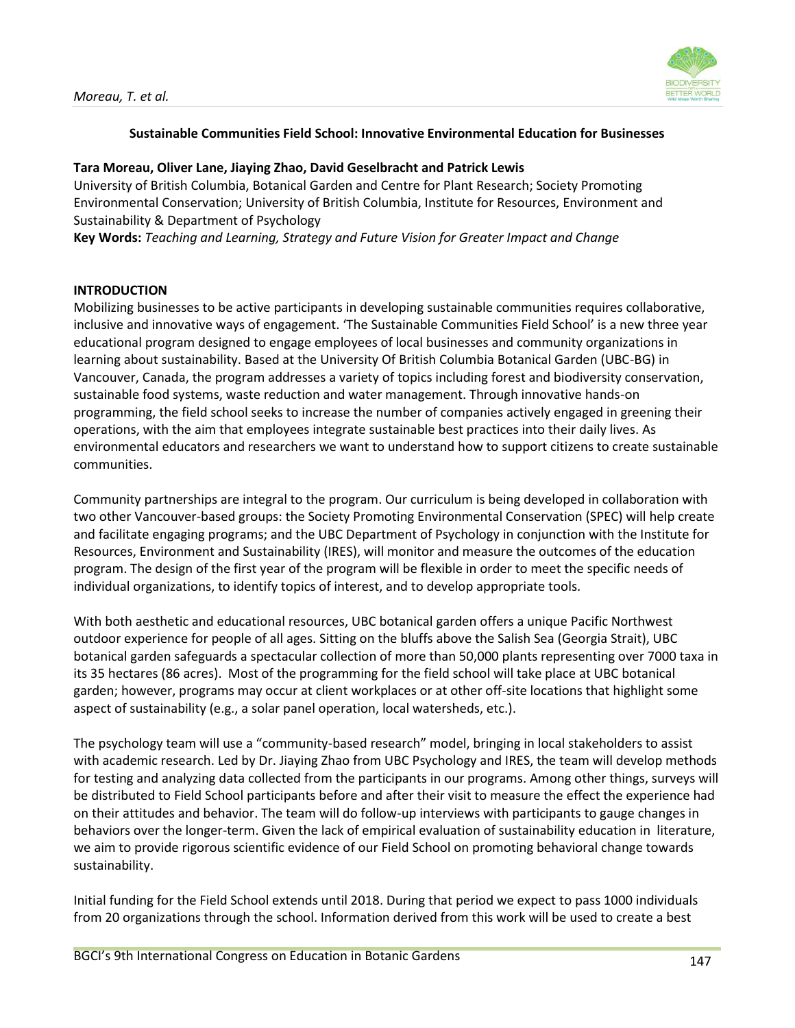## Sustainable Communities Field School: Innovative Environmental Education for Businesses

**Tara Moreau, Oliver Lane, Jiaying Zhao, David Geselbracht and Patrick Lewis**

University of British Columbia, Botanical Garden and Centre for Plant Research; Society Promoting Environmental Conservation; University of British Columbia, Institute for Resources, Environment and Sustainability & Department of Psychology

**Key Words:** *Teaching and Learning, Strategy and Future Vision for Greater Impact and Change*

### INTRODUCTION

Mobilizing businesses to be active participants in developing sustainable communities requires collaborative, inclusive and innovative ways of engagement. 'The Sustainable Communities Field School' is a new three year educational program designed to engage employees of local businesses and community organizations in learning about sustainability. Based at the University Of British Columbia Botanical Garden (UBC-BG) in Vancouver, Canada, the program addresses a variety of topics including forest and biodiversity conservation, sustainable food systems, waste reduction and water management. Through innovative hands-on programming, the field school seeks to increase the number of companies actively engaged in greening their operations, with the aim that employees integrate sustainable best practices into their daily lives. As environmental educators and researchers we want to understand how to support citizens to create sustainable communities.

Community partnerships are integral to the program. Our curriculum is being developed in collaboration with two other Vancouver-based groups: the Society Promoting Environmental Conservation (SPEC) will help create and facilitate engaging programs; and the UBC Department of Psychology in conjunction with the Institute for Resources, Environment and Sustainability (IRES), will monitor and measure the outcomes of the education program. The design of the first year of the program will be flexible in order to meet the specific needs of individual organizations, to identify topics of interest, and to develop appropriate tools.

With both aesthetic and educational resources, UBC botanical garden offers a unique Pacific Northwest outdoor experience for people of all ages. Sitting on the bluffs above the Salish Sea (Georgia Strait), UBC botanical garden safeguards a spectacular collection of more than 50,000 plants representing over 7000 taxa in its 35 hectares (86 acres). Most of the programming for the field school will take place at UBC botanical garden; however, programs may occur at client workplaces or at other off-site locations that highlight some aspect of sustainability (e.g., a solar panel operation, local watersheds, etc.).

The psychology team will use a "community-based research" model, bringing in local stakeholders to assist with academic research. Led by Dr. Jiaying Zhao from UBC Psychology and IRES, the team will develop methods for testing and analyzing data collected from the participants in our programs. Among other things, surveys will be distributed to Field School participants before and after their visit to measure the effect the experience had on their attitudes and behavior. The team will do follow-up interviews with participants to gauge changes in behaviors over the longer-term. Given the lack of empirical evaluation of sustainability education in literature, we aim to provide rigorous scientific evidence of our Field School on promoting behavioral change towards sustainability.

Initial funding for the Field School extends until 2018. During that period we expect to pass 1000 individuals from 20 organizations through the school. Information derived from this work will be used to create a best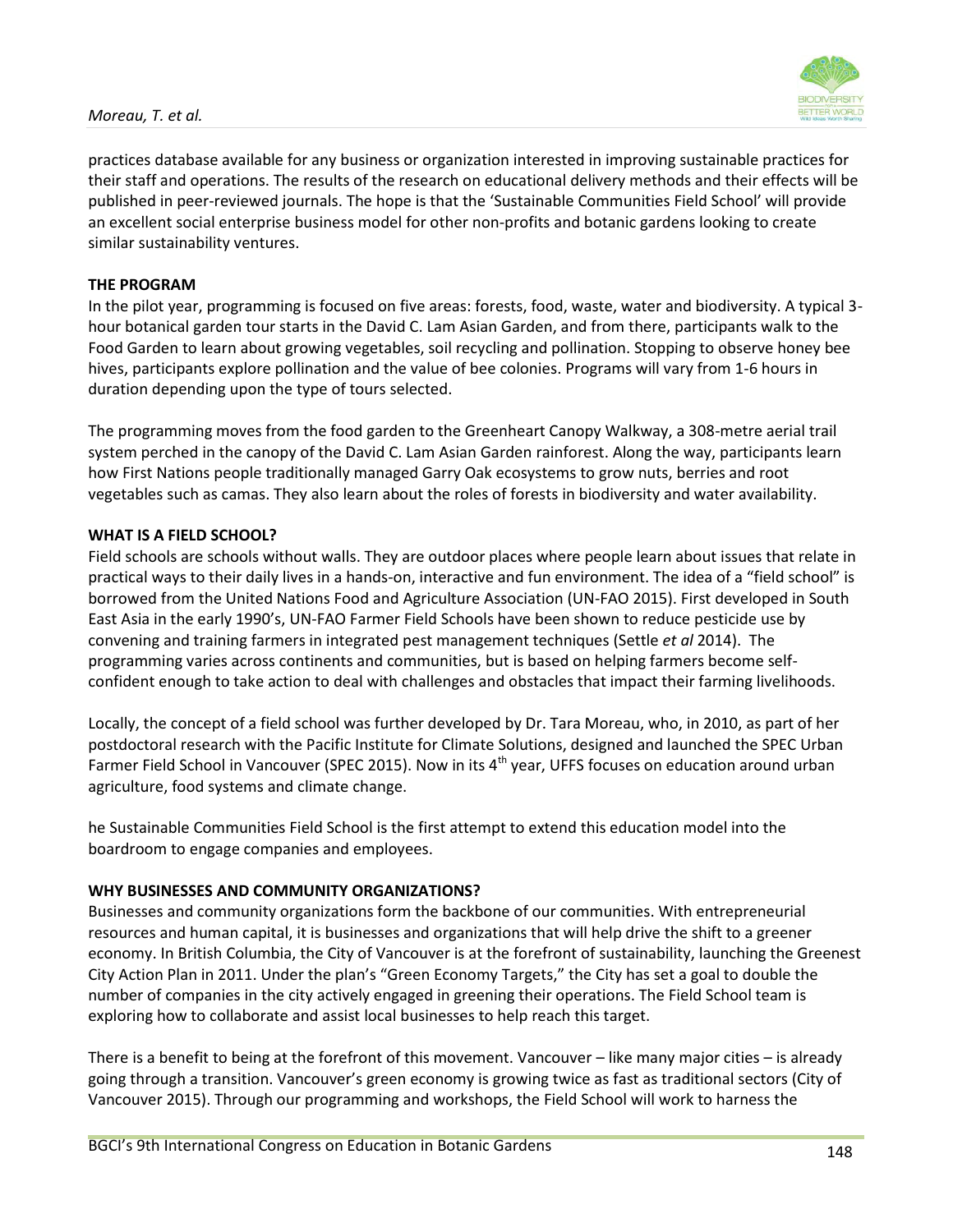practices database available for any business or organization interested in improving sustainable practices for their staff and operations. The results of the research on educational delivery methods and their effects will be published in peer-reviewed journals. The hope is that the 'Sustainable Communities Field School' will provide an excellent social enterprise business model for other non-profits and botanic gardens looking to create similar sustainability ventures.

**THE PROGRAM**

In the pilot year, programming is focused on five areas: forests, food, waste, water and biodiversity. A typical 3-hour botanical garden tour starts in the David C. Lam Asian Garden, and from there, participants walk to the Food Garden to learn about growing vegetables, soil recycling and pollination. Stopping to observe honey bee hives, participants explore pollination and the value of bee colonies. Programs will vary from 1-6 hours in duration depending upon the type of tours selected.

The programming moves from the food garden to the Greenheart Canopy Walkway, a 308-metre aerial trail system perched in the canopy of the David C. Lam Asian Garden rainforest. Along the way, participants learn how First Nations people traditionally managed Garry Oak ecosystems to grow nuts, berries and root vegetables such as camas. They also learn about the roles of forests in biodiversity and water availability.

**WHAT IS A FIELD SCHOOL?**

Field schools are schools without walls. They are outdoor places where people learn about issues that relate in practical ways to their daily lives in a hands-on, interactive and fun environment. The idea of a "field school" is borrowed from the United Nations Food and Agriculture Association (UN-FAO 2015). First developed in South East Asia in the early 1990's, UN-FAO Farmer Field Schools have been shown to reduce pesticide use by convening and training farmers in integrated pest management techniques (Settle *et al* 2014). The programming varies across continents and communities, but is based on helping farmers become self-confident enough to take action to deal with challenges and obstacles that impact their farming livelihoods.

Locally, the concept of a field school was further developed by Dr. Tara Moreau, who, in 2010, as part of her postdoctoral research with the Pacific Institute for Climate Solutions, designed and launched the SPEC Urban Farmer Field School in Vancouver (SPEC 2015). Now in its 4th year, UFFS focuses on education around urban agriculture, food systems and climate change.

he Sustainable Communities Field School is the first attempt to extend this education model into the boardroom to engage companies and employees.

**WHY BUSINESSES AND COMMUNITY ORGANIZATIONS?**

Businesses and community organizations form the backbone of our communities. With entrepreneurial resources and human capital, it is businesses and organizations that will help drive the shift to a greener economy. In British Columbia, the City of Vancouver is at the forefront of sustainability, launching the Greenest City Action Plan in 2011. Under the plan's "Green Economy Targets," the City has set a goal to double the number of companies in the city actively engaged in greening their operations. The Field School team is exploring how to collaborate and assist local businesses to help reach this target.

There is a benefit to being at the forefront of this movement. Vancouver – like many major cities – is already going through a transition. Vancouver's green economy is growing twice as fast as traditional sectors (City of Vancouver 2015). Through our programming and workshops, the Field School will work to harness the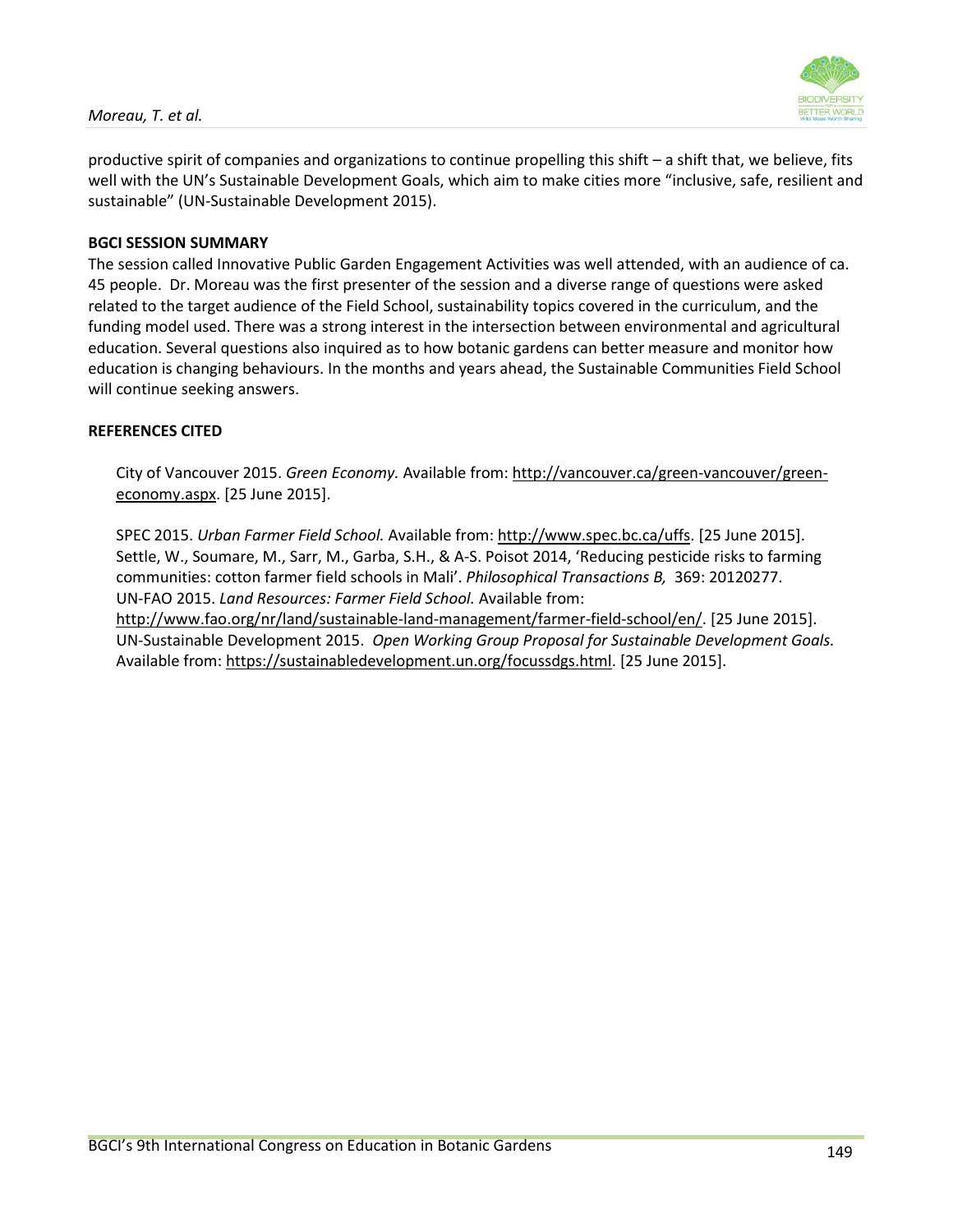productive spirit of companies and organizations to continue propelling this shift – a shift that, we believe, fits well with the UN's Sustainable Development Goals, which aim to make cities more "inclusive, safe, resilient and sustainable" (UN-Sustainable Development 2015).

**BGCI SESSION SUMMARY**

The session called Innovative Public Garden Engagement Activities was well attended, with an audience of ca. 45 people. Dr. Moreau was the first presenter of the session and a diverse range of questions were asked related to the target audience of the Field School, sustainability topics covered in the curriculum, and the funding model used. There was a strong interest in the intersection between environmental and agricultural education. Several questions also inquired as to how botanic gardens can better measure and monitor how education is changing behaviours. In the months and years ahead, the Sustainable Communities Field School will continue seeking answers.

**REFERENCES CITED**

City of Vancouver 2015. *Green Economy.* Available from: http://vancouver.ca/green-vancouver/green-economy.aspx. [25 June 2015].

SPEC 2015. *Urban Farmer Field School.* Available from: http://www.spec.bc.ca/uffs. [25 June 2015].

Settle, W., Soumare, M., Sarr, M., Garba, S.H., & A-S. Poisot 2014, 'Reducing pesticide risks to farming communities: cotton farmer field schools in Mali'. *Philosophical Transactions B,* 369: 20120277.

UN-FAO 2015. *Land Resources: Farmer Field School.* Available from: http://www.fao.org/nr/land/sustainable-land-management/farmer-field-school/en/. [25 June 2015].

UN-Sustainable Development 2015. *Open Working Group Proposal for Sustainable Development Goals.* Available from: https://sustainabledevelopment.un.org/focussdgs.html. [25 June 2015].